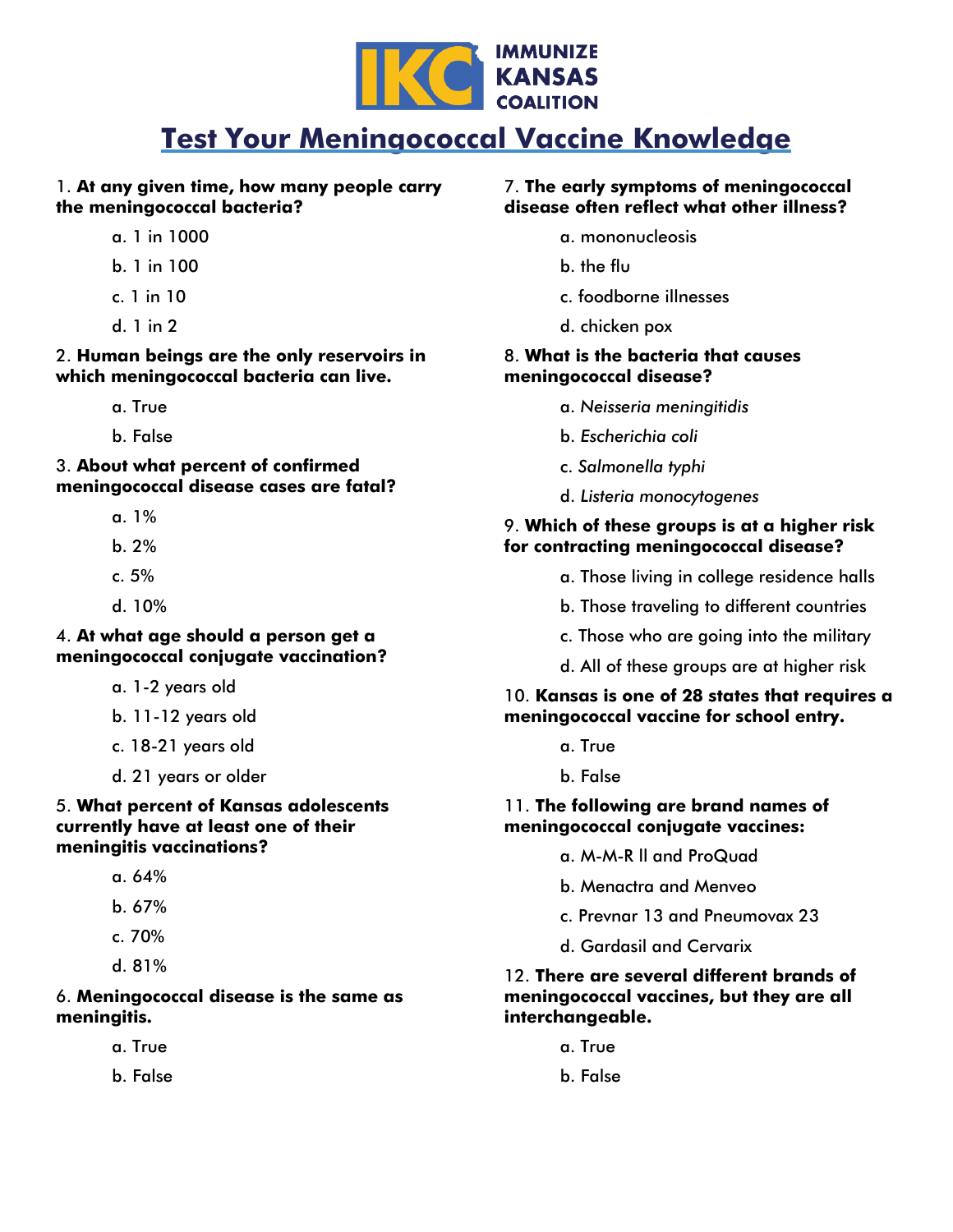IMMUNIZE KANSAS COALITION

# Test Your Meningococcal Vaccine Knowledge

1. **At any given time, how many people carry the meningococcal bacteria?**

    a. 1 in 1000

    b. 1 in 100

    c. 1 in 10

    d. 1 in 2

2. **Human beings are the only reservoirs in which meningococcal bacteria can live.**

    a. True

    b. False

3. **About what percent of confirmed meningococcal disease cases are fatal?**

    a. 1%

    b. 2%

    c. 5%

    d. 10%

4. **At what age should a person get a meningococcal conjugate vaccination?**

    a. 1-2 years old

    b. 11-12 years old

    c. 18-21 years old

    d. 21 years or older

5. **What percent of Kansas adolescents currently have at least one of their meningitis vaccinations?**

    a. 64%

    b. 67%

    c. 70%

    d. 81%

6. **Meningococcal disease is the same as meningitis.**

    a. True

    b. False

7. **The early symptoms of meningococcal disease often reflect what other illness?**

    a. mononucleosis

    b. the flu

    c. foodborne illnesses

    d. chicken pox

8. **What is the bacteria that causes meningococcal disease?**

    a. *Neisseria meningitidis*

    b. *Escherichia coli*

    c. *Salmonella typhi*

    d. *Listeria monocytogenes*

9. **Which of these groups is at a higher risk for contracting meningococcal disease?**

    a. Those living in college residence halls

    b. Those traveling to different countries

    c. Those who are going into the military

    d. All of these groups are at higher risk

10. **Kansas is one of 28 states that requires a meningococcal vaccine for school entry.**

    a. True

    b. False

11. **The following are brand names of meningococcal conjugate vaccines:**

    a. M-M-R II and ProQuad

    b. Menactra and Menveo

    c. Prevnar 13 and Pneumovax 23

    d. Gardasil and Cervarix

12. **There are several different brands of meningococcal vaccines, but they are all interchangeable.**

    a. True

    b. False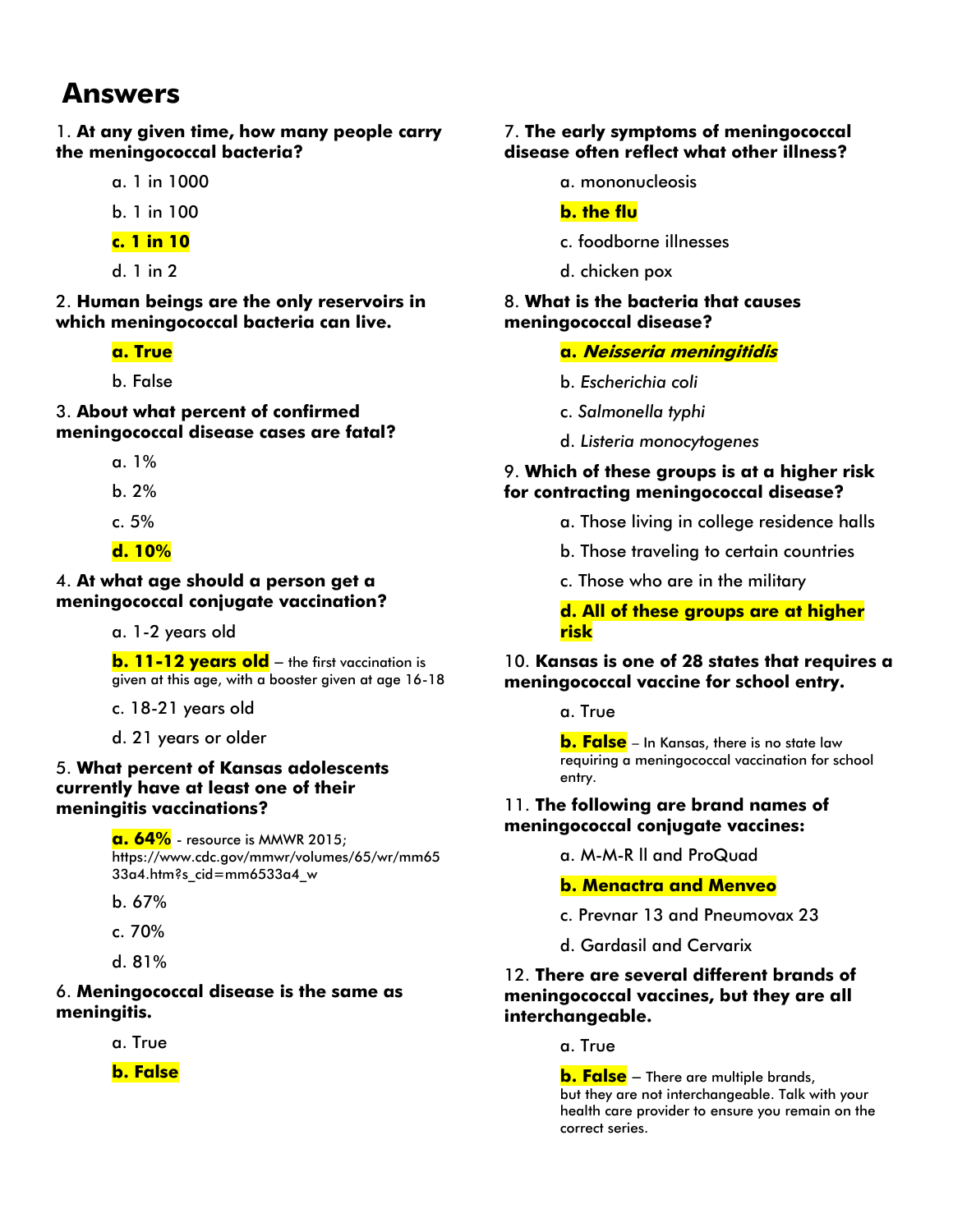# Answers

1. **At any given time, how many people carry the meningococcal bacteria?**

   a. 1 in 1000

   b. 1 in 100

   **c. 1 in 10**

   d. 1 in 2

2. **Human beings are the only reservoirs in which meningococcal bacteria can live.**

   **a. True**

   b. False

3. **About what percent of confirmed meningococcal disease cases are fatal?**

   a. 1%

   b. 2%

   c. 5%

   **d. 10%**

4. **At what age should a person get a meningococcal conjugate vaccination?**

   a. 1-2 years old

   **b. 11-12 years old** – the first vaccination is given at this age, with a booster given at age 16-18

   c. 18-21 years old

   d. 21 years or older

5. **What percent of Kansas adolescents currently have at least one of their meningitis vaccinations?**

   **a. 64%** - resource is MMWR 2015; https://www.cdc.gov/mmwr/volumes/65/wr/mm6533a4.htm?s_cid=mm6533a4_w

   b. 67%

   c. 70%

   d. 81%

6. **Meningococcal disease is the same as meningitis.**

   a. True

   **b. False**

7. **The early symptoms of meningococcal disease often reflect what other illness?**

   a. mononucleosis

   **b. the flu**

   c. foodborne illnesses

   d. chicken pox

8. **What is the bacteria that causes meningococcal disease?**

   **a. *Neisseria meningitidis***

   b. *Escherichia coli*

   c. *Salmonella typhi*

   d. *Listeria monocytogenes*

9. **Which of these groups is at a higher risk for contracting meningococcal disease?**

   a. Those living in college residence halls

   b. Those traveling to certain countries

   c. Those who are in the military

   **d. All of these groups are at higher risk**

10. **Kansas is one of 28 states that requires a meningococcal vaccine for school entry.**

    a. True

    **b. False** – In Kansas, there is no state law requiring a meningococcal vaccination for school entry.

11. **The following are brand names of meningococcal conjugate vaccines:**

    a. M-M-R ll and ProQuad

    **b. Menactra and Menveo**

    c. Prevnar 13 and Pneumovax 23

    d. Gardasil and Cervarix

12. **There are several different brands of meningococcal vaccines, but they are all interchangeable.**

    a. True

    **b. False** – There are multiple brands, but they are not interchangeable. Talk with your health care provider to ensure you remain on the correct series.